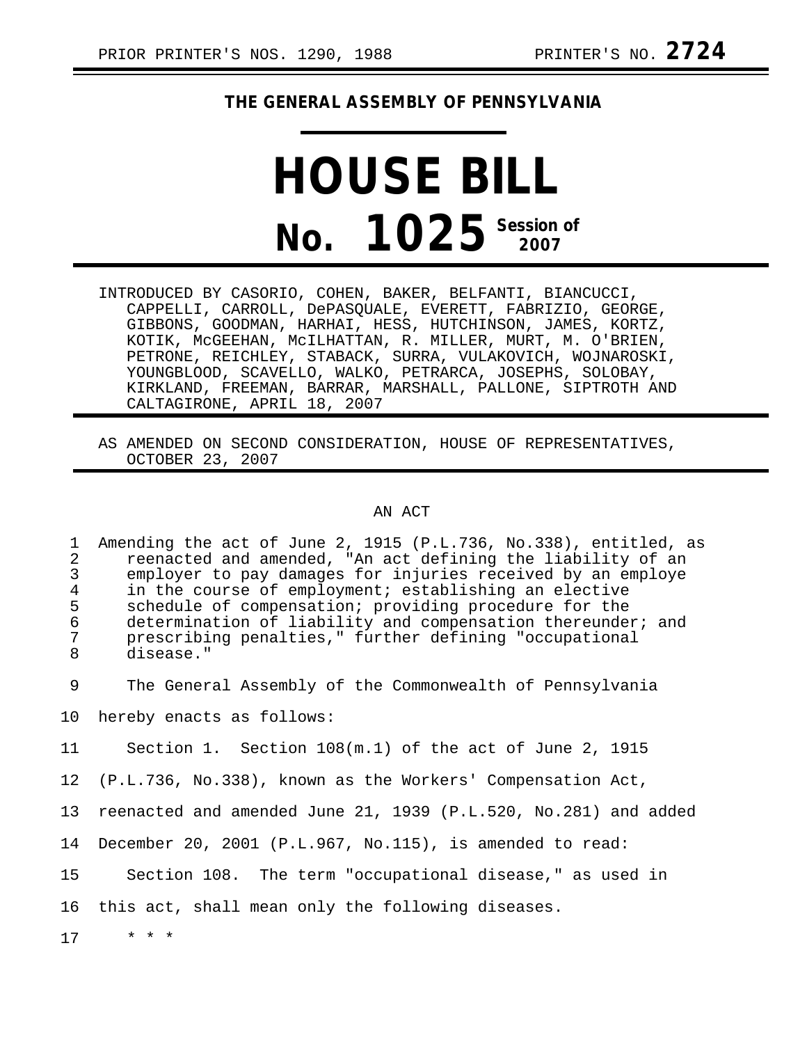PRIOR PRINTER'S NOS. 1290, 1988 PRINTER'S NO. **2724**

## THE GENERAL ASSEMBLY OF PENNSYLVANIA

# HOUSE BILL

# No. 1025 Session of 2007

INTRODUCED BY CASORIO, COHEN, BAKER, BELFANTI, BIANCUCCI, CAPPELLI, CARROLL, DePASQUALE, EVERETT, FABRIZIO, GEORGE, GIBBONS, GOODMAN, HARHAI, HESS, HUTCHINSON, JAMES, KORTZ, KOTIK, McGEEHAN, McILHATTAN, R. MILLER, MURT, M. O'BRIEN, PETRONE, REICHLEY, STABACK, SURRA, VULAKOVICH, WOJNAROSKI, YOUNGBLOOD, SCAVELLO, WALKO, PETRARCA, JOSEPHS, SOLOBAY, KIRKLAND, FREEMAN, BARRAR, MARSHALL, PALLONE, SIPTROTH AND CALTAGIRONE, APRIL 18, 2007

AS AMENDED ON SECOND CONSIDERATION, HOUSE OF REPRESENTATIVES, OCTOBER 23, 2007

AN ACT

Amending the act of June 2, 1915 (P.L.736, No.338), entitled, as reenacted and amended, "An act defining the liability of an employer to pay damages for injuries received by an employe in the course of employment; establishing an elective schedule of compensation; providing procedure for the determination of liability and compensation thereunder; and prescribing penalties," further defining "occupational disease."

The General Assembly of the Commonwealth of Pennsylvania hereby enacts as follows:

Section 1. Section 108(m.1) of the act of June 2, 1915 (P.L.736, No.338), known as the Workers' Compensation Act, reenacted and amended June 21, 1939 (P.L.520, No.281) and added December 20, 2001 (P.L.967, No.115), is amended to read:

Section 108. The term "occupational disease," as used in this act, shall mean only the following diseases.

\* \* \*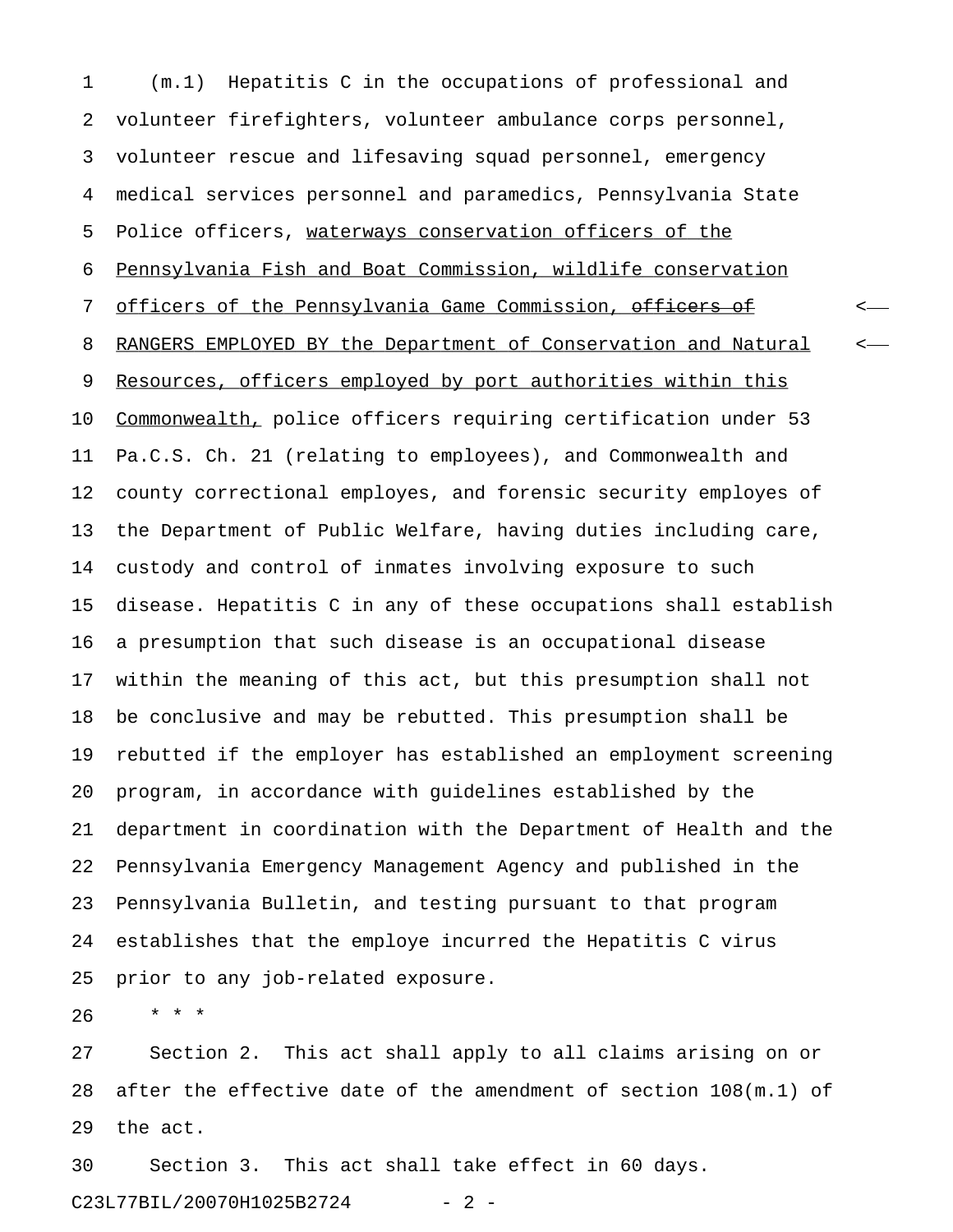(m.1) Hepatitis C in the occupations of professional and volunteer firefighters, volunteer ambulance corps personnel, volunteer rescue and lifesaving squad personnel, emergency medical services personnel and paramedics, Pennsylvania State Police officers, waterways conservation officers of the Pennsylvania Fish and Boat Commission, wildlife conservation officers of the Pennsylvania Game Commission, ~~officers of~~ RANGERS EMPLOYED BY the Department of Conservation and Natural Resources, officers employed by port authorities within this Commonwealth, police officers requiring certification under 53 Pa.C.S. Ch. 21 (relating to employees), and Commonwealth and county correctional employes, and forensic security employes of the Department of Public Welfare, having duties including care, custody and control of inmates involving exposure to such disease. Hepatitis C in any of these occupations shall establish a presumption that such disease is an occupational disease within the meaning of this act, but this presumption shall not be conclusive and may be rebutted. This presumption shall be rebutted if the employer has established an employment screening program, in accordance with guidelines established by the department in coordination with the Department of Health and the Pennsylvania Emergency Management Agency and published in the Pennsylvania Bulletin, and testing pursuant to that program establishes that the employe incurred the Hepatitis C virus prior to any job-related exposure.

\* \* \*

Section 2. This act shall apply to all claims arising on or after the effective date of the amendment of section 108(m.1) of the act.

Section 3. This act shall take effect in 60 days.